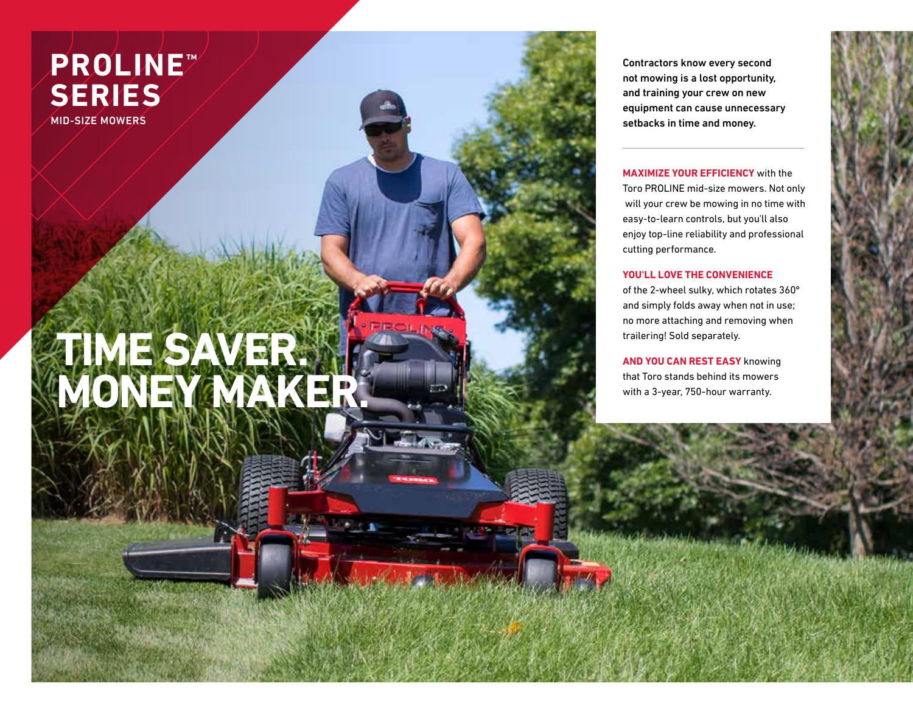# PROLINE™ SERIES

MID-SIZE MOWERS

## TIME SAVER. MONEY MAKER.

**Contractors know every second not mowing is a lost opportunity, and training your crew on new equipment can cause unnecessary setbacks in time and money.**

**MAXIMIZE YOUR EFFICIENCY** with the Toro PROLINE mid-size mowers. Not only will your crew be mowing in no time with easy-to-learn controls, but you'll also enjoy top-line reliability and professional cutting performance.

**YOU'LL LOVE THE CONVENIENCE** of the 2-wheel sulky, which rotates 360° and simply folds away when not in use; no more attaching and removing when trailering! Sold separately.

**AND YOU CAN REST EASY** knowing that Toro stands behind its mowers with a 3-year, 750-hour warranty.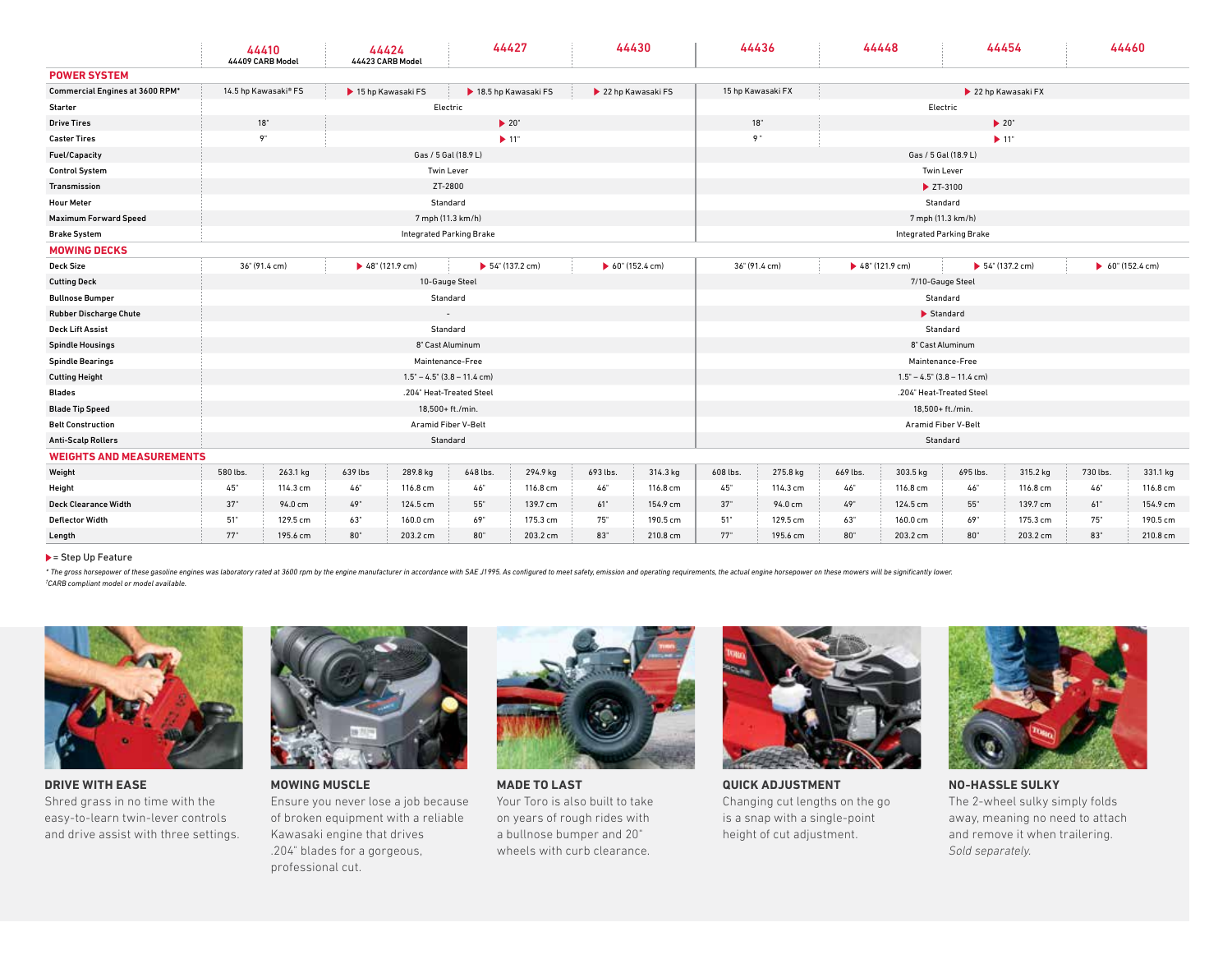| | 44410<br>44409 CARB Model | 44424<br>44423 CARB Model | 44427 | 44430 | 44436 | 44448 | 44454 | 44460 |
|---|---|---|---|---|---|---|---|---|
| **POWER SYSTEM** | | | | | | | | |
| Commercial Engines at 3600 RPM* | 14.5 hp Kawasaki® FS | ▶ 15 hp Kawasaki FS | ▶ 18.5 hp Kawasaki FS | ▶ 22 hp Kawasaki FS | 15 hp Kawasaki FX | ▶ 22 hp Kawasaki FX | | |
| Starter | Electric | | | | Electric | | | |
| Drive Tires | 18" | ▶ 20" | | | 18" | ▶ 20" | | |
| Caster Tires | 9" | ▶ 11" | | | 9" | ▶ 11" | | |
| Fuel/Capacity | Gas / 5 Gal (18.9 L) | | | | Gas / 5 Gal (18.9 L) | | | |
| Control System | Twin Lever | | | | Twin Lever | | | |
| Transmission | ZT-2800 | | | | ▶ ZT-3100 | | | |
| Hour Meter | Standard | | | | Standard | | | |
| Maximum Forward Speed | 7 mph (11.3 km/h) | | | | 7 mph (11.3 km/h) | | | |
| Brake System | Integrated Parking Brake | | | | Integrated Parking Brake | | | |
| **MOWING DECKS** | | | | | | | | |
| Deck Size | 36" (91.4 cm) | ▶ 48" (121.9 cm) | ▶ 54" (137.2 cm) | ▶ 60" (152.4 cm) | 36" (91.4 cm) | ▶ 48" (121.9 cm) | ▶ 54" (137.2 cm) | ▶ 60" (152.4 cm) |
| Cutting Deck | 10-Gauge Steel | | | | 7/10-Gauge Steel | | | |
| Bullnose Bumper | Standard | | | | Standard | | | |
| Rubber Discharge Chute | - | | | | ▶ Standard | | | |
| Deck Lift Assist | Standard | | | | Standard | | | |
| Spindle Housings | 8" Cast Aluminum | | | | 8" Cast Aluminum | | | |
| Spindle Bearings | Maintenance-Free | | | | Maintenance-Free | | | |
| Cutting Height | 1.5" – 4.5" (3.8 – 11.4 cm) | | | | 1.5" – 4.5" (3.8 – 11.4 cm) | | | |
| Blades | .204" Heat-Treated Steel | | | | .204" Heat-Treated Steel | | | |
| Blade Tip Speed | 18,500+ ft./min. | | | | 18,500+ ft./min. | | | |
| Belt Construction | Aramid Fiber V-Belt | | | | Aramid Fiber V-Belt | | | |
| Anti-Scalp Rollers | Standard | | | | Standard | | | |
| **WEIGHTS AND MEASUREMENTS** | | | | | | | | |
| Weight | 580 lbs. / 263.1 kg | 639 lbs / 289.8 kg | 648 lbs. / 294.9 kg | 693 lbs. / 314.3 kg | 608 lbs. / 275.8 kg | 669 lbs. / 303.5 kg | 695 lbs. / 315.2 kg | 730 lbs. / 331.1 kg |
| Height | 45" / 114.3 cm | 46" / 116.8 cm | 46" / 116.8 cm | 46" / 116.8 cm | 45" / 114.3 cm | 46" / 116.8 cm | 46" / 116.8 cm | 46" / 116.8 cm |
| Deck Clearance Width | 37" / 94.0 cm | 49" / 124.5 cm | 55" / 139.7 cm | 61" / 154.9 cm | 37" / 94.0 cm | 49" / 124.5 cm | 55" / 139.7 cm | 61" / 154.9 cm |
| Deflector Width | 51" / 129.5 cm | 63" / 160.0 cm | 69" / 175.3 cm | 75" / 190.5 cm | 51" / 129.5 cm | 63" / 160.0 cm | 69" / 175.3 cm | 75" / 190.5 cm |
| Length | 77" / 195.6 cm | 80" / 203.2 cm | 80" / 203.2 cm | 83" / 210.8 cm | 77" / 195.6 cm | 80" / 203.2 cm | 80" / 203.2 cm | 83" / 210.8 cm |

▶ = Step Up Feature

*\* The gross horsepower of these gasoline engines was laboratory rated at 3600 rpm by the engine manufacturer in accordance with SAE J1995. As configured to meet safety, emission and operating requirements, the actual engine horsepower on these mowers will be significantly lower.*
*[†]CARB compliant model or model available.*

**DRIVE WITH EASE**

Shred grass in no time with the easy-to-learn twin-lever controls and drive assist with three settings.

**MOWING MUSCLE**

Ensure you never lose a job because of broken equipment with a reliable Kawasaki engine that drives .204" blades for a gorgeous, professional cut.

**MADE TO LAST**

Your Toro is also built to take on years of rough rides with a bullnose bumper and 20" wheels with curb clearance.

**QUICK ADJUSTMENT**

Changing cut lengths on the go is a snap with a single-point height of cut adjustment.

**NO-HASSLE SULKY**

The 2-wheel sulky simply folds away, meaning no need to attach and remove it when trailering. *Sold separately.*